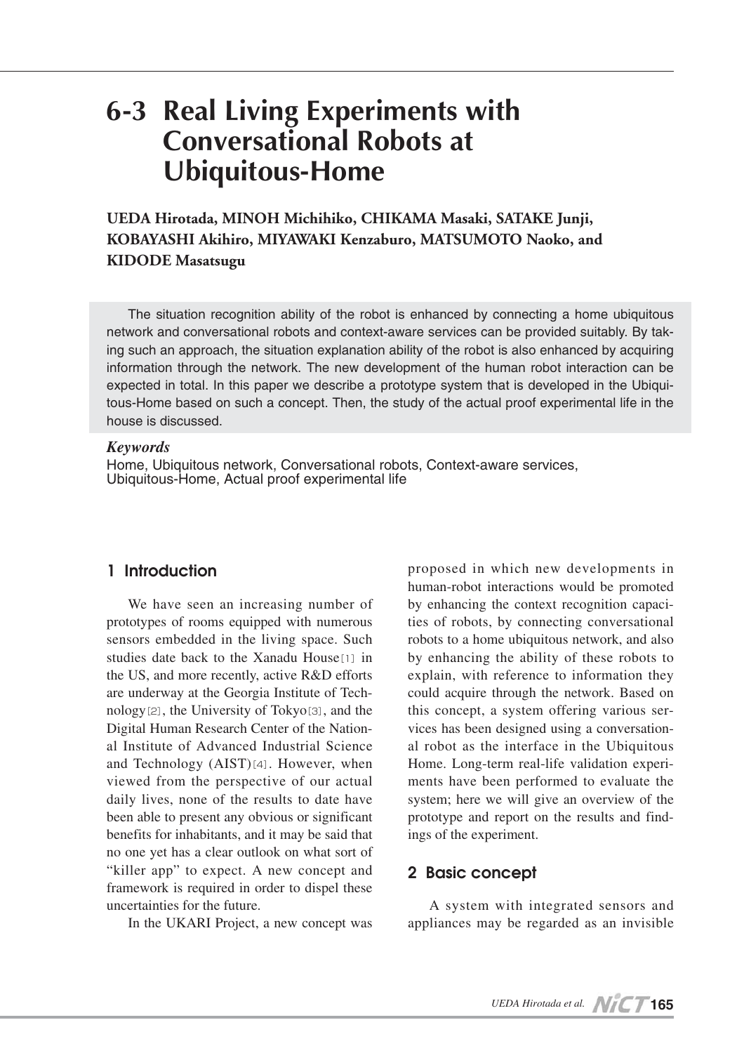# 6-3 Real Living Experiments with Conversational Robots at Ubiquitous-Home

**UEDA Hirotada, MINOH Michihiko, CHIKAMA Masaki, SATAKE Junji, KOBAYASHI Akihiro, MIYAWAKI Kenzaburo, MATSUMOTO Naoko, and KIDODE Masatsugu**

The situation recognition ability of the robot is enhanced by connecting a home ubiquitous network and conversational robots and context-aware services can be provided suitably. By taking such an approach, the situation explanation ability of the robot is also enhanced by acquiring information through the network. The new development of the human robot interaction can be expected in total. In this paper we describe a prototype system that is developed in the Ubiquitous-Home based on such a concept. Then, the study of the actual proof experimental life in the house is discussed.

***Keywords***
Home, Ubiquitous network, Conversational robots, Context-aware services, Ubiquitous-Home, Actual proof experimental life

## 1 Introduction

We have seen an increasing number of prototypes of rooms equipped with numerous sensors embedded in the living space. Such studies date back to the Xanadu House[1] in the US, and more recently, active R&D efforts are underway at the Georgia Institute of Technology[2], the University of Tokyo[3], and the Digital Human Research Center of the National Institute of Advanced Industrial Science and Technology (AIST)[4]. However, when viewed from the perspective of our actual daily lives, none of the results to date have been able to present any obvious or significant benefits for inhabitants, and it may be said that no one yet has a clear outlook on what sort of "killer app" to expect. A new concept and framework is required in order to dispel these uncertainties for the future.

In the UKARI Project, a new concept was proposed in which new developments in human-robot interactions would be promoted by enhancing the context recognition capacities of robots, by connecting conversational robots to a home ubiquitous network, and also by enhancing the ability of these robots to explain, with reference to information they could acquire through the network. Based on this concept, a system offering various services has been designed using a conversational robot as the interface in the Ubiquitous Home. Long-term real-life validation experiments have been performed to evaluate the system; here we will give an overview of the prototype and report on the results and findings of the experiment.

## 2 Basic concept

A system with integrated sensors and appliances may be regarded as an invisible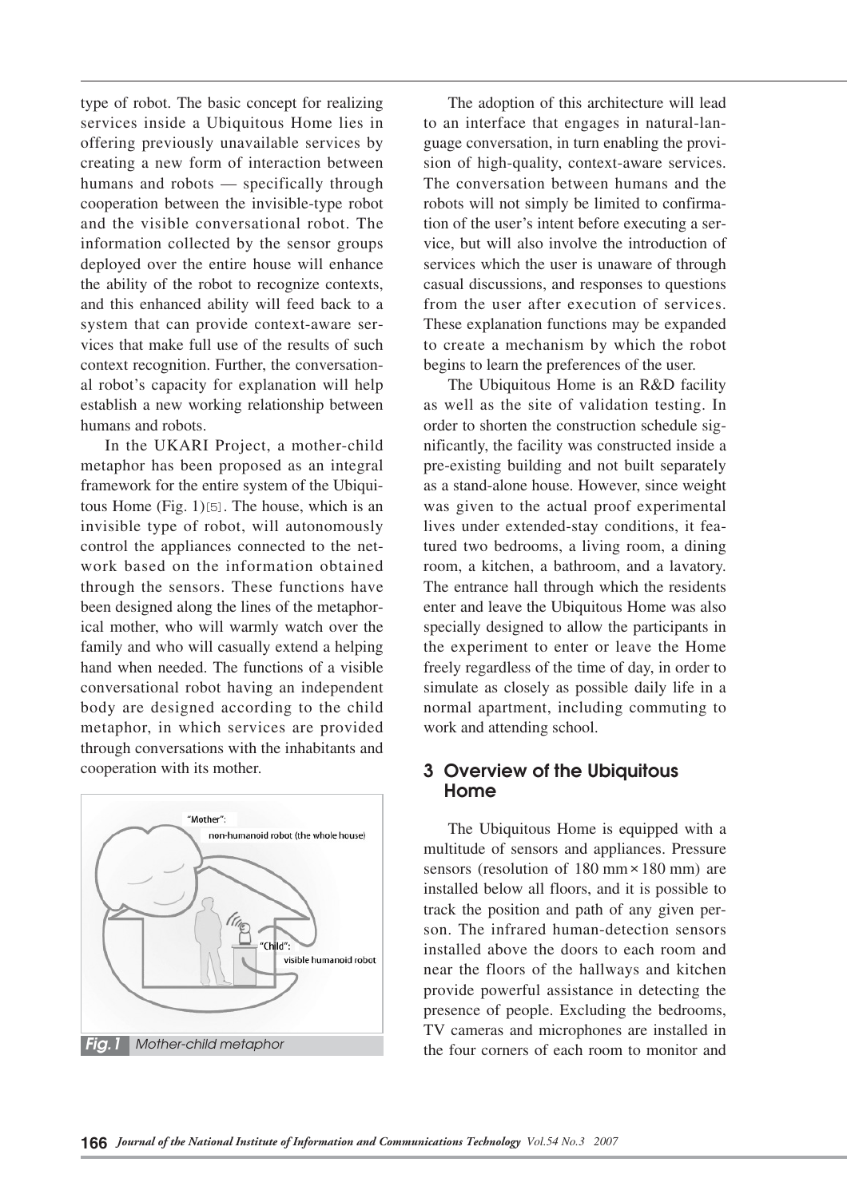type of robot. The basic concept for realizing services inside a Ubiquitous Home lies in offering previously unavailable services by creating a new form of interaction between humans and robots — specifically through cooperation between the invisible-type robot and the visible conversational robot. The information collected by the sensor groups deployed over the entire house will enhance the ability of the robot to recognize contexts, and this enhanced ability will feed back to a system that can provide context-aware services that make full use of the results of such context recognition. Further, the conversational robot's capacity for explanation will help establish a new working relationship between humans and robots.

In the UKARI Project, a mother-child metaphor has been proposed as an integral framework for the entire system of the Ubiquitous Home (Fig. 1)[5]. The house, which is an invisible type of robot, will autonomously control the appliances connected to the network based on the information obtained through the sensors. These functions have been designed along the lines of the metaphorical mother, who will warmly watch over the family and who will casually extend a helping hand when needed. The functions of a visible conversational robot having an independent body are designed according to the child metaphor, in which services are provided through conversations with the inhabitants and cooperation with its mother.

**Fig.1** Mother-child metaphor

The adoption of this architecture will lead to an interface that engages in natural-language conversation, in turn enabling the provision of high-quality, context-aware services. The conversation between humans and the robots will not simply be limited to confirmation of the user's intent before executing a service, but will also involve the introduction of services which the user is unaware of through casual discussions, and responses to questions from the user after execution of services. These explanation functions may be expanded to create a mechanism by which the robot begins to learn the preferences of the user.

The Ubiquitous Home is an R&D facility as well as the site of validation testing. In order to shorten the construction schedule significantly, the facility was constructed inside a pre-existing building and not built separately as a stand-alone house. However, since weight was given to the actual proof experimental lives under extended-stay conditions, it featured two bedrooms, a living room, a dining room, a kitchen, a bathroom, and a lavatory. The entrance hall through which the residents enter and leave the Ubiquitous Home was also specially designed to allow the participants in the experiment to enter or leave the Home freely regardless of the time of day, in order to simulate as closely as possible daily life in a normal apartment, including commuting to work and attending school.

## 3 Overview of the Ubiquitous Home

The Ubiquitous Home is equipped with a multitude of sensors and appliances. Pressure sensors (resolution of 180 mm × 180 mm) are installed below all floors, and it is possible to track the position and path of any given person. The infrared human-detection sensors installed above the doors to each room and near the floors of the hallways and kitchen provide powerful assistance in detecting the presence of people. Excluding the bedrooms, TV cameras and microphones are installed in the four corners of each room to monitor and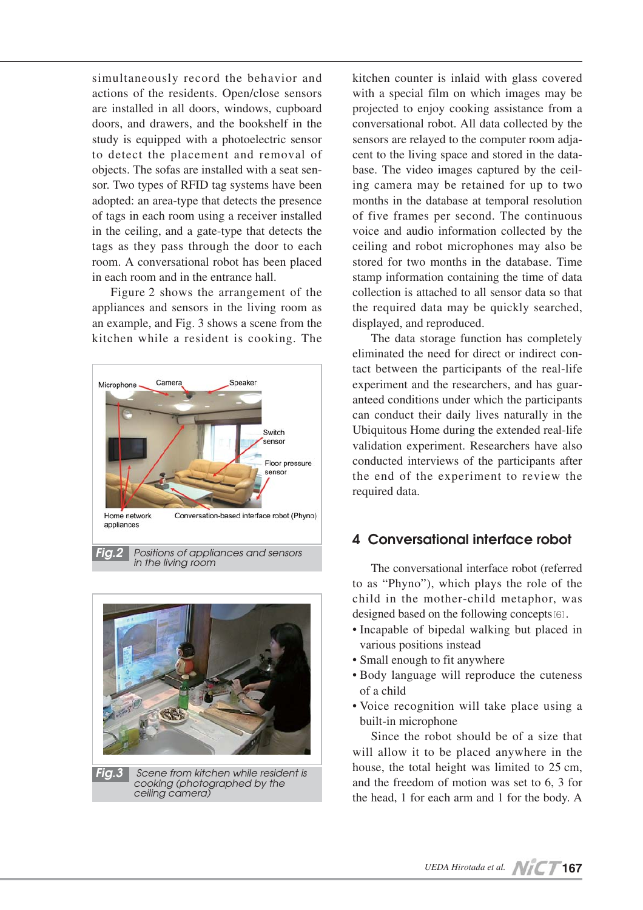simultaneously record the behavior and actions of the residents. Open/close sensors are installed in all doors, windows, cupboard doors, and drawers, and the bookshelf in the study is equipped with a photoelectric sensor to detect the placement and removal of objects. The sofas are installed with a seat sensor. Two types of RFID tag systems have been adopted: an area-type that detects the presence of tags in each room using a receiver installed in the ceiling, and a gate-type that detects the tags as they pass through the door to each room. A conversational robot has been placed in each room and in the entrance hall.

Figure 2 shows the arrangement of the appliances and sensors in the living room as an example, and Fig. 3 shows a scene from the kitchen while a resident is cooking. The kitchen counter is inlaid with glass covered with a special film on which images may be projected to enjoy cooking assistance from a conversational robot. All data collected by the sensors are relayed to the computer room adjacent to the living space and stored in the database. The video images captured by the ceiling camera may be retained for up to two months in the database at temporal resolution of five frames per second. The continuous voice and audio information collected by the ceiling and robot microphones may also be stored for two months in the database. Time stamp information containing the time of data collection is attached to all sensor data so that the required data may be quickly searched, displayed, and reproduced.

**Fig.2** *Positions of appliances and sensors in the living room*

**Fig.3** *Scene from kitchen while resident is cooking (photographed by the ceiling camera)*

The data storage function has completely eliminated the need for direct or indirect contact between the participants of the real-life experiment and the researchers, and has guaranteed conditions under which the participants can conduct their daily lives naturally in the Ubiquitous Home during the extended real-life validation experiment. Researchers have also conducted interviews of the participants after the end of the experiment to review the required data.

## 4 Conversational interface robot

The conversational interface robot (referred to as "Phyno"), which plays the role of the child in the mother-child metaphor, was designed based on the following concepts[6].

- Incapable of bipedal walking but placed in various positions instead
- Small enough to fit anywhere
- Body language will reproduce the cuteness of a child
- Voice recognition will take place using a built-in microphone

Since the robot should be of a size that will allow it to be placed anywhere in the house, the total height was limited to 25 cm, and the freedom of motion was set to 6, 3 for the head, 1 for each arm and 1 for the body. A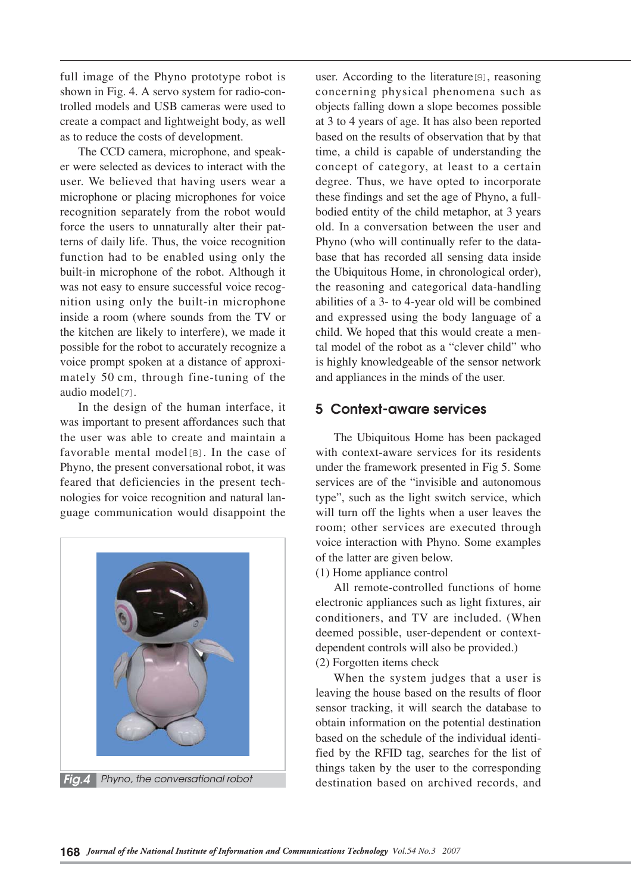full image of the Phyno prototype robot is shown in Fig. 4. A servo system for radio-controlled models and USB cameras were used to create a compact and lightweight body, as well as to reduce the costs of development.

The CCD camera, microphone, and speaker were selected as devices to interact with the user. We believed that having users wear a microphone or placing microphones for voice recognition separately from the robot would force the users to unnaturally alter their patterns of daily life. Thus, the voice recognition function had to be enabled using only the built-in microphone of the robot. Although it was not easy to ensure successful voice recognition using only the built-in microphone inside a room (where sounds from the TV or the kitchen are likely to interfere), we made it possible for the robot to accurately recognize a voice prompt spoken at a distance of approximately 50 cm, through fine-tuning of the audio model[7].

In the design of the human interface, it was important to present affordances such that the user was able to create and maintain a favorable mental model[8]. In the case of Phyno, the present conversational robot, it was feared that deficiencies in the present technologies for voice recognition and natural language communication would disappoint the user. According to the literature[9], reasoning concerning physical phenomena such as objects falling down a slope becomes possible at 3 to 4 years of age. It has also been reported based on the results of observation that by that time, a child is capable of understanding the concept of category, at least to a certain degree. Thus, we have opted to incorporate these findings and set the age of Phyno, a full-bodied entity of the child metaphor, at 3 years old. In a conversation between the user and Phyno (who will continually refer to the database that has recorded all sensing data inside the Ubiquitous Home, in chronological order), the reasoning and categorical data-handling abilities of a 3- to 4-year old will be combined and expressed using the body language of a child. We hoped that this would create a mental model of the robot as a "clever child" who is highly knowledgeable of the sensor network and appliances in the minds of the user.

**Fig.4** Phyno, the conversational robot

## 5 Context-aware services

The Ubiquitous Home has been packaged with context-aware services for its residents under the framework presented in Fig 5. Some services are of the "invisible and autonomous type", such as the light switch service, which will turn off the lights when a user leaves the room; other services are executed through voice interaction with Phyno. Some examples of the latter are given below.

(1) Home appliance control

All remote-controlled functions of home electronic appliances such as light fixtures, air conditioners, and TV are included. (When deemed possible, user-dependent or context-dependent controls will also be provided.)

(2) Forgotten items check

When the system judges that a user is leaving the house based on the results of floor sensor tracking, it will search the database to obtain information on the potential destination based on the schedule of the individual identified by the RFID tag, searches for the list of things taken by the user to the corresponding destination based on archived records, and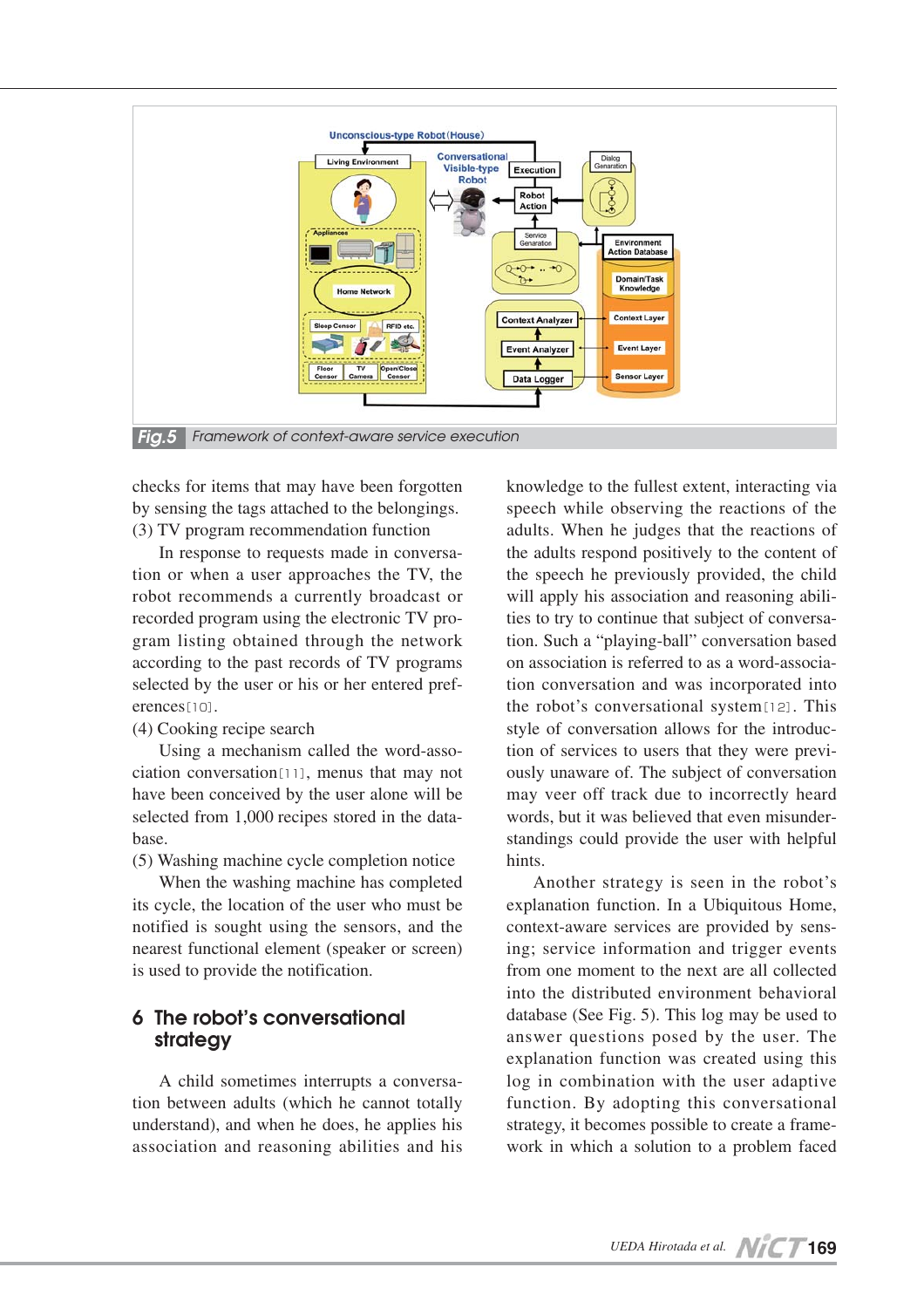**Fig.5** Framework of context-aware service execution

checks for items that may have been forgotten by sensing the tags attached to the belongings.

(3) TV program recommendation function

In response to requests made in conversation or when a user approaches the TV, the robot recommends a currently broadcast or recorded program using the electronic TV program listing obtained through the network according to the past records of TV programs selected by the user or his or her entered preferences[10].

(4) Cooking recipe search

Using a mechanism called the word-association conversation[11], menus that may not have been conceived by the user alone will be selected from 1,000 recipes stored in the database.

(5) Washing machine cycle completion notice

When the washing machine has completed its cycle, the location of the user who must be notified is sought using the sensors, and the nearest functional element (speaker or screen) is used to provide the notification.

## 6 The robot's conversational strategy

A child sometimes interrupts a conversation between adults (which he cannot totally understand), and when he does, he applies his association and reasoning abilities and his knowledge to the fullest extent, interacting via speech while observing the reactions of the adults. When he judges that the reactions of the adults respond positively to the content of the speech he previously provided, the child will apply his association and reasoning abilities to try to continue that subject of conversation. Such a "playing-ball" conversation based on association is referred to as a word-association conversation and was incorporated into the robot's conversational system[12]. This style of conversation allows for the introduction of services to users that they were previously unaware of. The subject of conversation may veer off track due to incorrectly heard words, but it was believed that even misunderstandings could provide the user with helpful hints.

Another strategy is seen in the robot's explanation function. In a Ubiquitous Home, context-aware services are provided by sensing; service information and trigger events from one moment to the next are all collected into the distributed environment behavioral database (See Fig. 5). This log may be used to answer questions posed by the user. The explanation function was created using this log in combination with the user adaptive function. By adopting this conversational strategy, it becomes possible to create a framework in which a solution to a problem faced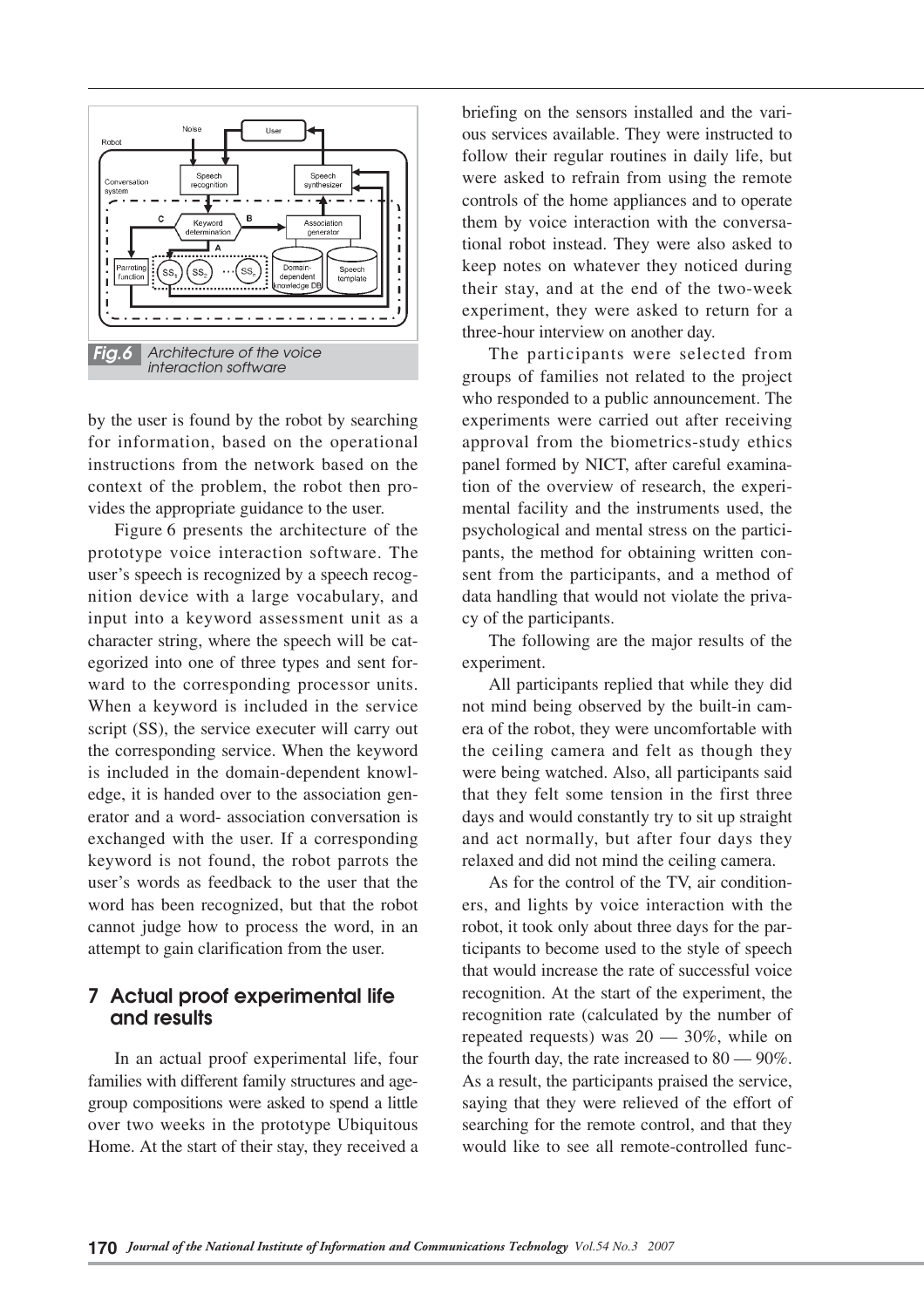Fig.6 Architecture of the voice interaction software

by the user is found by the robot by searching for information, based on the operational instructions from the network based on the context of the problem, the robot then provides the appropriate guidance to the user.

Figure 6 presents the architecture of the prototype voice interaction software. The user's speech is recognized by a speech recognition device with a large vocabulary, and input into a keyword assessment unit as a character string, where the speech will be categorized into one of three types and sent forward to the corresponding processor units. When a keyword is included in the service script (SS), the service executer will carry out the corresponding service. When the keyword is included in the domain-dependent knowledge, it is handed over to the association generator and a word- association conversation is exchanged with the user. If a corresponding keyword is not found, the robot parrots the user's words as feedback to the user that the word has been recognized, but that the robot cannot judge how to process the word, in an attempt to gain clarification from the user.

## 7 Actual proof experimental life and results

In an actual proof experimental life, four families with different family structures and age-group compositions were asked to spend a little over two weeks in the prototype Ubiquitous Home. At the start of their stay, they received a briefing on the sensors installed and the various services available. They were instructed to follow their regular routines in daily life, but were asked to refrain from using the remote controls of the home appliances and to operate them by voice interaction with the conversational robot instead. They were also asked to keep notes on whatever they noticed during their stay, and at the end of the two-week experiment, they were asked to return for a three-hour interview on another day.

The participants were selected from groups of families not related to the project who responded to a public announcement. The experiments were carried out after receiving approval from the biometrics-study ethics panel formed by NICT, after careful examination of the overview of research, the experimental facility and the instruments used, the psychological and mental stress on the participants, the method for obtaining written consent from the participants, and a method of data handling that would not violate the privacy of the participants.

The following are the major results of the experiment.

All participants replied that while they did not mind being observed by the built-in camera of the robot, they were uncomfortable with the ceiling camera and felt as though they were being watched. Also, all participants said that they felt some tension in the first three days and would constantly try to sit up straight and act normally, but after four days they relaxed and did not mind the ceiling camera.

As for the control of the TV, air conditioners, and lights by voice interaction with the robot, it took only about three days for the participants to become used to the style of speech that would increase the rate of successful voice recognition. At the start of the experiment, the recognition rate (calculated by the number of repeated requests) was 20 — 30%, while on the fourth day, the rate increased to 80 — 90%. As a result, the participants praised the service, saying that they were relieved of the effort of searching for the remote control, and that they would like to see all remote-controlled func-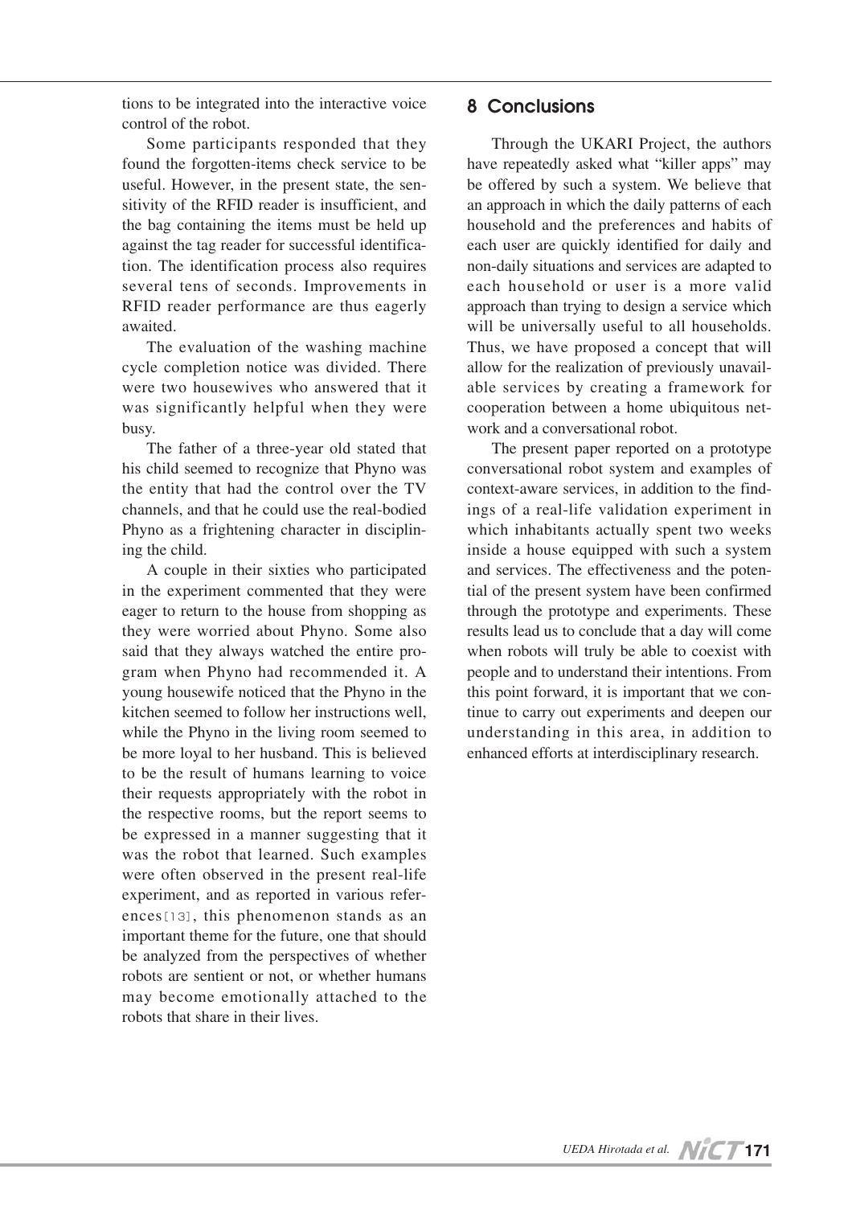tions to be integrated into the interactive voice control of the robot.

Some participants responded that they found the forgotten-items check service to be useful. However, in the present state, the sensitivity of the RFID reader is insufficient, and the bag containing the items must be held up against the tag reader for successful identification. The identification process also requires several tens of seconds. Improvements in RFID reader performance are thus eagerly awaited.

The evaluation of the washing machine cycle completion notice was divided. There were two housewives who answered that it was significantly helpful when they were busy.

The father of a three-year old stated that his child seemed to recognize that Phyno was the entity that had the control over the TV channels, and that he could use the real-bodied Phyno as a frightening character in disciplining the child.

A couple in their sixties who participated in the experiment commented that they were eager to return to the house from shopping as they were worried about Phyno. Some also said that they always watched the entire program when Phyno had recommended it. A young housewife noticed that the Phyno in the kitchen seemed to follow her instructions well, while the Phyno in the living room seemed to be more loyal to her husband. This is believed to be the result of humans learning to voice their requests appropriately with the robot in the respective rooms, but the report seems to be expressed in a manner suggesting that it was the robot that learned. Such examples were often observed in the present real-life experiment, and as reported in various references[13], this phenomenon stands as an important theme for the future, one that should be analyzed from the perspectives of whether robots are sentient or not, or whether humans may become emotionally attached to the robots that share in their lives.

## 8 Conclusions

Through the UKARI Project, the authors have repeatedly asked what "killer apps" may be offered by such a system. We believe that an approach in which the daily patterns of each household and the preferences and habits of each user are quickly identified for daily and non-daily situations and services are adapted to each household or user is a more valid approach than trying to design a service which will be universally useful to all households. Thus, we have proposed a concept that will allow for the realization of previously unavailable services by creating a framework for cooperation between a home ubiquitous network and a conversational robot.

The present paper reported on a prototype conversational robot system and examples of context-aware services, in addition to the findings of a real-life validation experiment in which inhabitants actually spent two weeks inside a house equipped with such a system and services. The effectiveness and the potential of the present system have been confirmed through the prototype and experiments. These results lead us to conclude that a day will come when robots will truly be able to coexist with people and to understand their intentions. From this point forward, it is important that we continue to carry out experiments and deepen our understanding in this area, in addition to enhanced efforts at interdisciplinary research.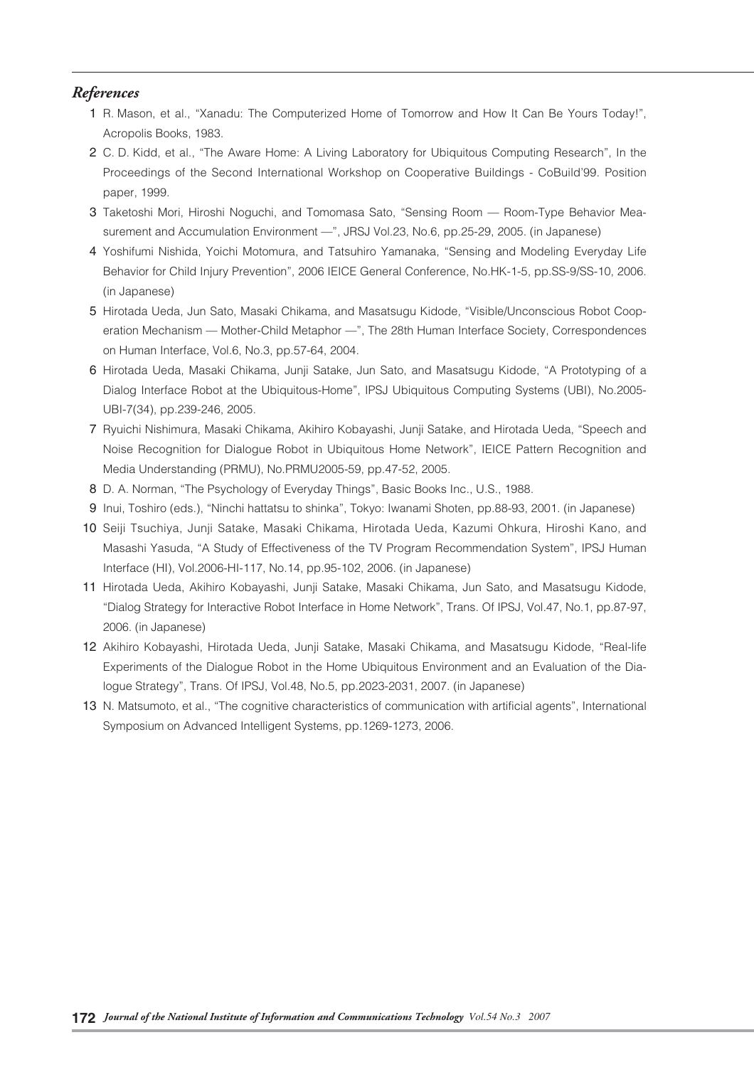## *References*

1. R. Mason, et al., "Xanadu: The Computerized Home of Tomorrow and How It Can Be Yours Today!", Acropolis Books, 1983.
2. C. D. Kidd, et al., "The Aware Home: A Living Laboratory for Ubiquitous Computing Research", In the Proceedings of the Second International Workshop on Cooperative Buildings - CoBuild'99. Position paper, 1999.
3. Taketoshi Mori, Hiroshi Noguchi, and Tomomasa Sato, "Sensing Room — Room-Type Behavior Measurement and Accumulation Environment —", JRSJ Vol.23, No.6, pp.25-29, 2005. (in Japanese)
4. Yoshifumi Nishida, Yoichi Motomura, and Tatsuhiro Yamanaka, "Sensing and Modeling Everyday Life Behavior for Child Injury Prevention", 2006 IEICE General Conference, No.HK-1-5, pp.SS-9/SS-10, 2006. (in Japanese)
5. Hirotada Ueda, Jun Sato, Masaki Chikama, and Masatsugu Kidode, "Visible/Unconscious Robot Cooperation Mechanism — Mother-Child Metaphor —", The 28th Human Interface Society, Correspondences on Human Interface, Vol.6, No.3, pp.57-64, 2004.
6. Hirotada Ueda, Masaki Chikama, Junji Satake, Jun Sato, and Masatsugu Kidode, "A Prototyping of a Dialog Interface Robot at the Ubiquitous-Home", IPSJ Ubiquitous Computing Systems (UBI), No.2005-UBI-7(34), pp.239-246, 2005.
7. Ryuichi Nishimura, Masaki Chikama, Akihiro Kobayashi, Junji Satake, and Hirotada Ueda, "Speech and Noise Recognition for Dialogue Robot in Ubiquitous Home Network", IEICE Pattern Recognition and Media Understanding (PRMU), No.PRMU2005-59, pp.47-52, 2005.
8. D. A. Norman, "The Psychology of Everyday Things", Basic Books Inc., U.S., 1988.
9. Inui, Toshiro (eds.), "Ninchi hattatsu to shinka", Tokyo: Iwanami Shoten, pp.88-93, 2001. (in Japanese)
10. Seiji Tsuchiya, Junji Satake, Masaki Chikama, Hirotada Ueda, Kazumi Ohkura, Hiroshi Kano, and Masashi Yasuda, "A Study of Effectiveness of the TV Program Recommendation System", IPSJ Human Interface (HI), Vol.2006-HI-117, No.14, pp.95-102, 2006. (in Japanese)
11. Hirotada Ueda, Akihiro Kobayashi, Junji Satake, Masaki Chikama, Jun Sato, and Masatsugu Kidode, "Dialog Strategy for Interactive Robot Interface in Home Network", Trans. Of IPSJ, Vol.47, No.1, pp.87-97, 2006. (in Japanese)
12. Akihiro Kobayashi, Hirotada Ueda, Junji Satake, Masaki Chikama, and Masatsugu Kidode, "Real-life Experiments of the Dialogue Robot in the Home Ubiquitous Environment and an Evaluation of the Dialogue Strategy", Trans. Of IPSJ, Vol.48, No.5, pp.2023-2031, 2007. (in Japanese)
13. N. Matsumoto, et al., "The cognitive characteristics of communication with artificial agents", International Symposium on Advanced Intelligent Systems, pp.1269-1273, 2006.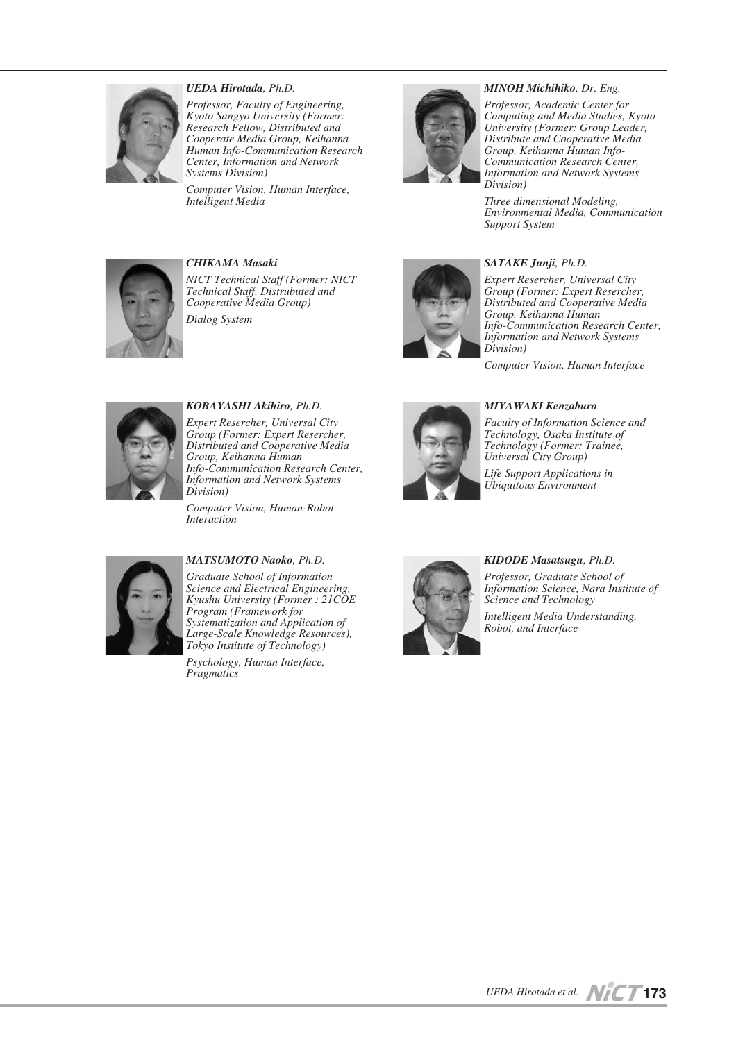***UEDA Hirotada**, Ph.D.*

*Professor, Faculty of Engineering, Kyoto Sangyo University (Former: Research Fellow, Distributed and Cooperate Media Group, Keihanna Human Info-Communication Research Center, Information and Network Systems Division)*

*Computer Vision, Human Interface, Intelligent Media*

***MINOH Michihiko**, Dr. Eng.*

*Professor, Academic Center for Computing and Media Studies, Kyoto University (Former: Group Leader, Distribute and Cooperative Media Group, Keihanna Human Info-Communication Research Center, Information and Network Systems Division)*

*Three dimensional Modeling, Environmental Media, Communication Support System*

***CHIKAMA Masaki***

*NICT Technical Staff (Former: NICT Technical Staff, Distrubuted and Cooperative Media Group)*

*Dialog System*

***SATAKE Junji**, Ph.D.*

*Expert Resercher, Universal City Group (Former: Expert Resercher, Distributed and Cooperative Media Group, Keihanna Human Info-Communication Research Center, Information and Network Systems Division)*

*Computer Vision, Human Interface*

***KOBAYASHI Akihiro**, Ph.D.*

*Expert Resercher, Universal City Group (Former: Expert Resercher, Distributed and Cooperative Media Group, Keihanna Human Info-Communication Research Center, Information and Network Systems Division)*

*Computer Vision, Human-Robot Interaction*

***MIYAWAKI Kenzaburo***

*Faculty of Information Science and Technology, Osaka Institute of Technology (Former: Trainee, Universal City Group)*

*Life Support Applications in Ubiquitous Environment*

***MATSUMOTO Naoko**, Ph.D.*

*Graduate School of Information Science and Electrical Engineering, Kyushu University (Former : 21COE Program (Framework for Systematization and Application of Large-Scale Knowledge Resources), Tokyo Institute of Technology)*

*Psychology, Human Interface, Pragmatics*

***KIDODE Masatsugu**, Ph.D.*

*Professor, Graduate School of Information Science, Nara Institute of Science and Technology*

*Intelligent Media Understanding, Robot, and Interface*